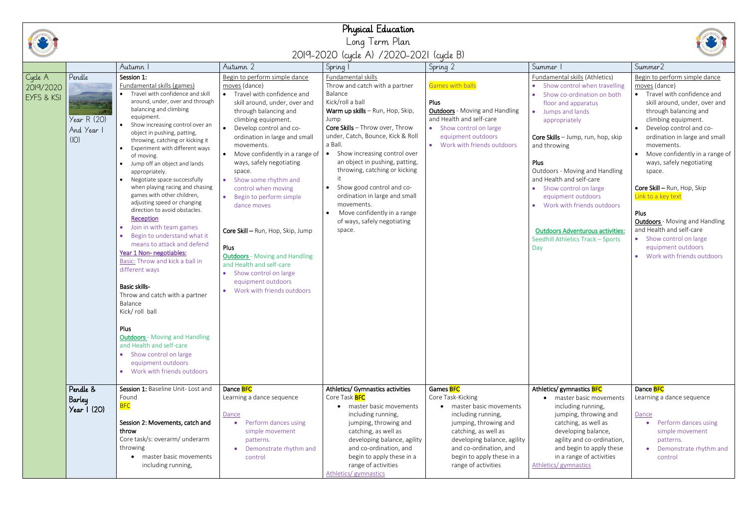# Physical Education

## Long Term Plan

### 2019-2020 (cycle A) /2020-2021 (cycle B)

| | | Autumn 1 | Autumn 2 | Spring 1 | Spring 2 | Summer 1 | Summer2 |
|---|---|---|---|---|---|---|---|
| Cycle A 2019/2020 EYFS & KS1 | Pendle<br><br>Year R (20) And Year 1 (10) | **Session 1:**<br>Fundamental skills (games)<br>• Travel with confidence and skill around, under, over and through balancing and climbing equipment.<br>• Show increasing control over an object in pushing, patting, throwing, catching or kicking it<br>• Experiment with different ways of moving.<br>• Jump off an object and lands appropriately.<br>• Negotiate space successfully when playing racing and chasing games with other children, adjusting speed or changing direction to avoid obstacles.<br>**Reception**<br>• Join in with team games<br>• Begin to understand what it means to attack and defend<br>**Year 1 Non- negotiables:**<br>Basic: Throw and kick a ball in different ways<br><br>**Basic skills-**<br>Throw and catch with a partner<br>Balance<br>Kick/ roll ball<br><br>**Plus**<br>**Outdoors** - Moving and Handling and Health and self-care<br>• Show control on large equipment outdoors<br>• Work with friends outdoors | Begin to perform simple dance moves (dance)<br>• Travel with confidence and skill around, under, over and through balancing and climbing equipment.<br>• Develop control and co-ordination in large and small movements.<br>• Move confidently in a range of ways, safely negotiating space.<br>• Show some rhythm and control when moving<br>• Begin to perform simple dance moves<br><br>**Core Skill** – Run, Hop, Skip, Jump<br><br>**Plus**<br>**Outdoors** - Moving and Handling and Health and self-care<br>• Show control on large equipment outdoors<br>• Work with friends outdoors | Fundamental skills<br>Throw and catch with a partner<br>Balance<br>Kick/roll a ball<br>**Warm up skills** – Run, Hop, Skip, Jump<br>**Core Skills** – Throw over, Throw under, Catch, Bounce, Kick & Roll a Ball.<br>• Show increasing control over an object in pushing, patting, throwing, catching or kicking it<br>• Show good control and co-ordination in large and small movements.<br>• Move confidently in a range of ways, safely negotiating space. | Games with balls<br><br>**Plus**<br>**Outdoors** - Moving and Handling and Health and self-care<br>• Show control on large equipment outdoors<br>• Work with friends outdoors | Fundamental skills (Athletics)<br>• Show control when travelling<br>• Show co-ordination on both floor and apparatus<br>• Jumps and lands appropriately<br><br>**Core Skills** – Jump, run, hop, skip and throwing<br><br>**Plus**<br>Outdoors - Moving and Handling and Health and self-care<br>• Show control on large equipment outdoors<br>• Work with friends outdoors<br><br>**Outdoors Adventurous activities:**<br>Seedhill Athletics Track – Sports Day | Begin to perform simple dance moves (dance)<br>• Travel with confidence and skill around, under, over and through balancing and climbing equipment.<br>• Develop control and co-ordination in large and small movements.<br>• Move confidently in a range of ways, safely negotiating space.<br><br>**Core Skill** – Run, Hop, Skip<br>Link to a key text<br><br>**Plus**<br>**Outdoors** - Moving and Handling and Health and self-care<br>• Show control on large equipment outdoors<br>• Work with friends outdoors |
| | Pendle & Barley Year 1 (20) | **Session 1:** Baseline Unit- Lost and Found<br>BFC<br><br>**Session 2: Movements, catch and throw**<br>Core task/s: overarm/ underarm throwing<br>• master basic movements including running, | **Dance BFC**<br>Learning a dance sequence<br><br>Dance<br>• Perform dances using simple movement patterns.<br>• Demonstrate rhythm and control | **Athletics/ Gymnastics activities**<br>Core Task **BFC**<br>• master basic movements including running, jumping, throwing and catching, as well as developing balance, agility and co-ordination, and begin to apply these in a range of activities<br>Athletics/ gymnastics | **Games BFC**<br>Core Task-Kicking<br>• master basic movements including running, jumping, throwing and catching, as well as developing balance, agility and co-ordination, and begin to apply these in a range of activities | **Athletics/ gymnastics BFC**<br>• master basic movements including running, jumping, throwing and catching, as well as developing balance, agility and co-ordination, and begin to apply these in a range of activities<br>Athletics/ gymnastics | **Dance BFC**<br>Learning a dance sequence<br><br>Dance<br>• Perform dances using simple movement patterns.<br>• Demonstrate rhythm and control |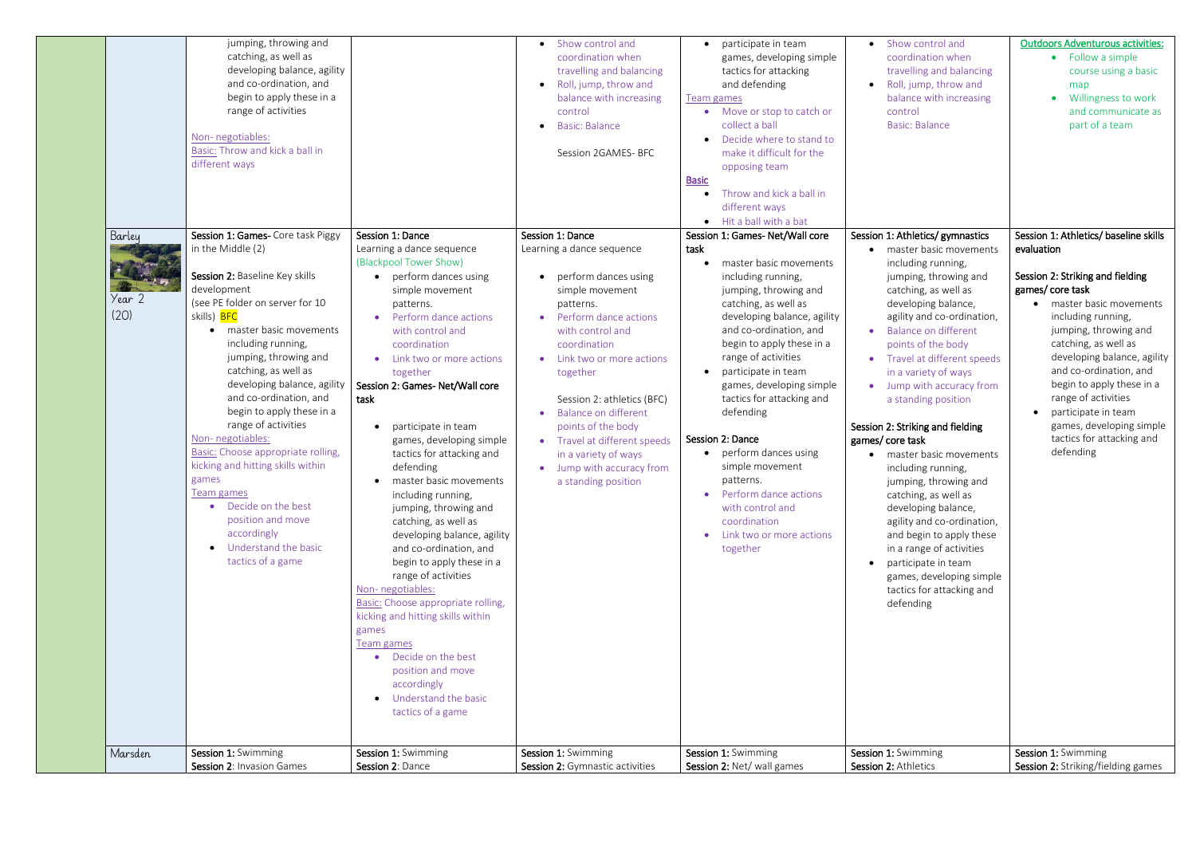| | | | | | | | |
|---|---|---|---|---|---|---|---|
| | | jumping, throwing and catching, as well as developing balance, agility and co-ordination, and begin to apply these in a range of activities<br><br>Non- negotiables:<br>Basic: Throw and kick a ball in different ways | | • Show control and coordination when travelling and balancing<br>• Roll, jump, throw and balance with increasing control<br>• Basic: Balance<br><br>Session 2GAMES- BFC | • participate in team games, developing simple tactics for attacking and defending<br>Team games<br>• Move or stop to catch or collect a ball<br>• Decide where to stand to make it difficult for the opposing team<br>Basic<br>• Throw and kick a ball in different ways<br>• Hit a ball with a bat | • Show control and coordination when travelling and balancing<br>• Roll, jump, throw and balance with increasing control<br>Basic: Balance | Outdoors Adventurous activities:<br>• Follow a simple course using a basic map<br>• Willingness to work and communicate as part of a team |
| | Barley<br><br>Year 2<br>(20) | **Session 1: Games-** Core task Piggy in the Middle (2)<br><br>**Session 2:** Baseline Key skills development<br>(see PE folder on server for 10 skills) BFC<br>• master basic movements including running, jumping, throwing and catching, as well as developing balance, agility and co-ordination, and begin to apply these in a range of activities<br>Non- negotiables:<br>Basic: Choose appropriate rolling, kicking and hitting skills within games<br>Team games<br>• Decide on the best position and move accordingly<br>• Understand the basic tactics of a game | **Session 1: Dance**<br>Learning a dance sequence<br>(Blackpool Tower Show)<br>• perform dances using simple movement patterns.<br>• Perform dance actions with control and coordination<br>• Link two or more actions together<br>**Session 2: Games- Net/Wall core task**<br>• participate in team games, developing simple tactics for attacking and defending<br>• master basic movements including running, jumping, throwing and catching, as well as developing balance, agility and co-ordination, and begin to apply these in a range of activities<br>Non- negotiables:<br>Basic: Choose appropriate rolling, kicking and hitting skills within games<br>Team games<br>• Decide on the best position and move accordingly<br>• Understand the basic tactics of a game | **Session 1: Dance**<br>Learning a dance sequence<br>• perform dances using simple movement patterns.<br>• Perform dance actions with control and coordination<br>• Link two or more actions together<br><br>Session 2: athletics (BFC)<br>• Balance on different points of the body<br>• Travel at different speeds in a variety of ways<br>• Jump with accuracy from a standing position | **Session 1: Games- Net/Wall core task**<br>• master basic movements including running, jumping, throwing and catching, as well as developing balance, agility and co-ordination, and begin to apply these in a range of activities<br>• participate in team games, developing simple tactics for attacking and defending<br><br>**Session 2: Dance**<br>• perform dances using simple movement patterns.<br>• Perform dance actions with control and coordination<br>• Link two or more actions together | **Session 1: Athletics/ gymnastics**<br>• master basic movements including running, jumping, throwing and catching, as well as developing balance, agility and co-ordination,<br>• Balance on different points of the body<br>• Travel at different speeds in a variety of ways<br>• Jump with accuracy from a standing position<br><br>**Session 2: Striking and fielding games/ core task**<br>• master basic movements including running, jumping, throwing and catching, as well as developing balance, agility and co-ordination, and begin to apply these in a range of activities<br>• participate in team games, developing simple tactics for attacking and defending | **Session 1: Athletics/ baseline skills evaluation**<br><br>**Session 2: Striking and fielding games/ core task**<br>• master basic movements including running, jumping, throwing and catching, as well as developing balance, agility and co-ordination, and begin to apply these in a range of activities<br>• participate in team games, developing simple tactics for attacking and defending |
| | Marsden | **Session 1:** Swimming<br>**Session 2**: Invasion Games | **Session 1:** Swimming<br>**Session 2**: Dance | **Session 1:** Swimming<br>**Session 2:** Gymnastic activities | **Session 1:** Swimming<br>**Session 2:** Net/ wall games | **Session 1:** Swimming<br>**Session 2:** Athletics | **Session 1:** Swimming<br>**Session 2:** Striking/fielding games |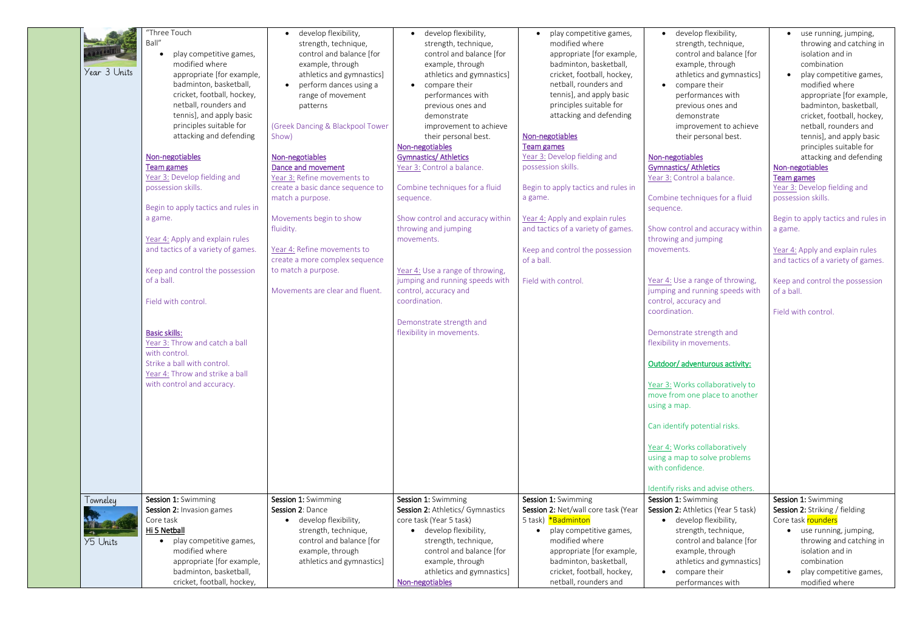| | | | | | | | |
|---|---|---|---|---|---|---|---|
| | Year 3 Units | "Three Touch Ball"<br>• play competitive games, modified where appropriate [for example, badminton, basketball, cricket, football, hockey, netball, rounders and tennis], and apply basic principles suitable for attacking and defending<br><br>Non-negotiables<br>Team games<br>Year 3: Develop fielding and possession skills.<br><br>Begin to apply tactics and rules in a game.<br><br>Year 4: Apply and explain rules and tactics of a variety of games.<br><br>Keep and control the possession of a ball.<br><br>Field with control.<br><br>Basic skills:<br>Year 3: Throw and catch a ball with control.<br>Strike a ball with control.<br>Year 4: Throw and strike a ball with control and accuracy. | • develop flexibility, strength, technique, control and balance [for example, through athletics and gymnastics]<br>• perform dances using a range of movement patterns<br><br>(Greek Dancing & Blackpool Tower Show)<br><br>Non-negotiables<br>Dance and movement<br>Year 3: Refine movements to create a basic dance sequence to match a purpose.<br><br>Movements begin to show fluidity.<br><br>Year 4: Refine movements to create a more complex sequence to match a purpose.<br><br>Movements are clear and fluent. | • develop flexibility, strength, technique, control and balance [for example, through athletics and gymnastics]<br>• compare their performances with previous ones and demonstrate improvement to achieve their personal best.<br>Non-negotiables<br>Gymnastics/ Athletics<br>Year 3: Control a balance.<br><br>Combine techniques for a fluid sequence.<br><br>Show control and accuracy within throwing and jumping movements.<br><br>Year 4: Use a range of throwing, jumping and running speeds with control, accuracy and coordination.<br><br>Demonstrate strength and flexibility in movements. | • play competitive games, modified where appropriate [for example, badminton, basketball, cricket, football, hockey, netball, rounders and tennis], and apply basic principles suitable for attacking and defending<br><br>Non-negotiables<br>Team games<br>Year 3: Develop fielding and possession skills.<br><br>Begin to apply tactics and rules in a game.<br><br>Year 4: Apply and explain rules and tactics of a variety of games.<br><br>Keep and control the possession of a ball.<br><br>Field with control. | • develop flexibility, strength, technique, control and balance [for example, through athletics and gymnastics]<br>• compare their performances with previous ones and demonstrate improvement to achieve their personal best.<br><br>Non-negotiables<br>Gymnastics/ Athletics<br>Year 3: Control a balance.<br><br>Combine techniques for a fluid sequence.<br><br>Show control and accuracy within throwing and jumping movements.<br><br>Year 4: Use a range of throwing, jumping and running speeds with control, accuracy and coordination.<br><br>Demonstrate strength and flexibility in movements.<br><br>Outdoor/ adventurous activity:<br><br>Year 3: Works collaboratively to move from one place to another using a map.<br><br>Can identify potential risks.<br><br>Year 4: Works collaboratively using a map to solve problems with confidence.<br><br>Identify risks and advise others. | • use running, jumping, throwing and catching in isolation and in combination<br>• play competitive games, modified where appropriate [for example, badminton, basketball, cricket, football, hockey, netball, rounders and tennis], and apply basic principles suitable for attacking and defending<br>Non-negotiables<br>Team games<br>Year 3: Develop fielding and possession skills.<br><br>Begin to apply tactics and rules in a game.<br><br>Year 4: Apply and explain rules and tactics of a variety of games.<br><br>Keep and control the possession of a ball.<br><br>Field with control. |
| | Towneley<br>Y5 Units | **Session 1:** Swimming<br>**Session 2:** Invasion games Core task<br>Hi 5 Netball<br>• play competitive games, modified where appropriate [for example, badminton, basketball, cricket, football, hockey, | **Session 1:** Swimming<br>**Session 2**: Dance<br>• develop flexibility, strength, technique, control and balance [for example, through athletics and gymnastics] | **Session 1:** Swimming<br>**Session 2:** Athletics/ Gymnastics core task (Year 5 task)<br>• develop flexibility, strength, technique, control and balance [for example, through athletics and gymnastics]<br>Non-negotiables | **Session 1:** Swimming<br>**Session 2:** Net/wall core task (Year 5 task) *Badminton<br>• play competitive games, modified where appropriate [for example, badminton, basketball, cricket, football, hockey, netball, rounders and | **Session 1:** Swimming<br>**Session 2:** Athletics (Year 5 task)<br>• develop flexibility, strength, technique, control and balance [for example, through athletics and gymnastics]<br>• compare their performances with | **Session 1:** Swimming<br>**Session 2:** Striking / fielding Core task rounders<br>• use running, jumping, throwing and catching in isolation and in combination<br>• play competitive games, modified where |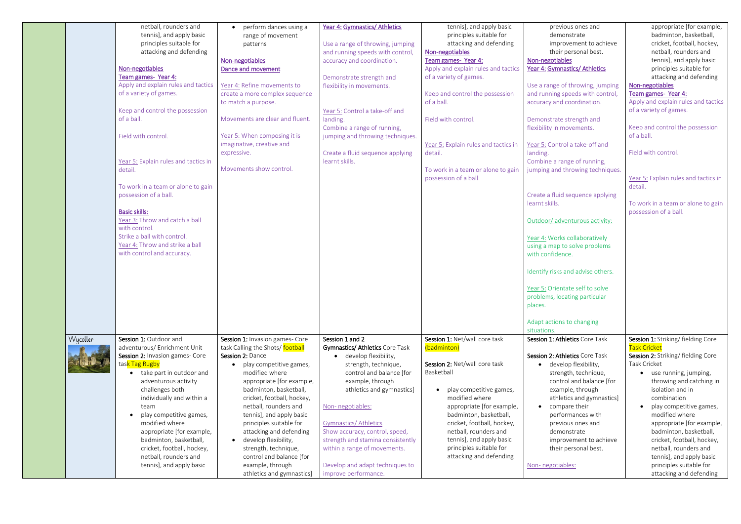| | | | | | | | |
|---|---|---|---|---|---|---|---|
| | | netball, rounders and tennis], and apply basic principles suitable for attacking and defending<br><br>Non-negotiables<br>Team games- Year 4:<br>Apply and explain rules and tactics of a variety of games.<br><br>Keep and control the possession of a ball.<br><br>Field with control.<br><br>Year 5: Explain rules and tactics in detail.<br><br>To work in a team or alone to gain possession of a ball.<br><br>**Basic skills:**<br>Year 3: Throw and catch a ball with control.<br>Strike a ball with control.<br>Year 4: Throw and strike a ball with control and accuracy. | • perform dances using a range of movement patterns<br><br>Non-negotiables<br>Dance and movement<br><br>Year 4: Refine movements to create a more complex sequence to match a purpose.<br><br>Movements are clear and fluent.<br><br>Year 5: When composing it is imaginative, creative and expressive.<br><br>Movements show control. | Year 4: Gymnastics/ Athletics<br><br>Use a range of throwing, jumping and running speeds with control, accuracy and coordination.<br><br>Demonstrate strength and flexibility in movements.<br><br>Year 5: Control a take-off and landing.<br>Combine a range of running, jumping and throwing techniques.<br><br>Create a fluid sequence applying learnt skills. | tennis], and apply basic principles suitable for attacking and defending<br>Non-negotiables<br>Team games- Year 4:<br>Apply and explain rules and tactics of a variety of games.<br><br>Keep and control the possession of a ball.<br><br>Field with control.<br><br>Year 5: Explain rules and tactics in detail.<br><br>To work in a team or alone to gain possession of a ball. | previous ones and demonstrate improvement to achieve their personal best.<br>Non-negotiables<br>Year 4: Gymnastics/ Athletics<br><br>Use a range of throwing, jumping and running speeds with control, accuracy and coordination.<br><br>Demonstrate strength and flexibility in movements.<br><br>Year 5: Control a take-off and landing.<br>Combine a range of running, jumping and throwing techniques.<br><br>Create a fluid sequence applying learnt skills.<br><br>Outdoor/ adventurous activity:<br><br>Year 4: Works collaboratively using a map to solve problems with confidence.<br><br>Identify risks and advise others.<br><br>Year 5: Orientate self to solve problems, locating particular places.<br><br>Adapt actions to changing situations. | appropriate [for example, badminton, basketball, cricket, football, hockey, netball, rounders and tennis], and apply basic principles suitable for attacking and defending<br>Non-negotiables<br>Team games- Year 4:<br>Apply and explain rules and tactics of a variety of games.<br><br>Keep and control the possession of a ball.<br><br>Field with control.<br><br>Year 5: Explain rules and tactics in detail.<br><br>To work in a team or alone to gain possession of a ball. |
| | Wycoller | **Session 1:** Outdoor and adventurous/ Enrichment Unit<br>**Session 2:** Invasion games- Core task Tag Rugby<br>• take part in outdoor and adventurous activity challenges both individually and within a team<br>• play competitive games, modified where appropriate [for example, badminton, basketball, cricket, football, hockey, netball, rounders and tennis], and apply basic | **Session 1:** Invasion games- Core task Calling the Shots/ football<br>**Session 2:** Dance<br>• play competitive games, modified where appropriate [for example, badminton, basketball, cricket, football, hockey, netball, rounders and tennis], and apply basic principles suitable for attacking and defending<br>• develop flexibility, strength, technique, control and balance [for example, through athletics and gymnastics] | **Session 1 and 2**<br>**Gymnastics/ Athletics** Core Task<br>• develop flexibility, strength, technique, control and balance [for example, through athletics and gymnastics]<br><br>Non- negotiables:<br><br>Gymnastics/ Athletics<br>Show accuracy, control, speed, strength and stamina consistently within a range of movements.<br><br>Develop and adapt techniques to improve performance. | **Session 1:** Net/wall core task (badminton)<br><br>**Session 2:** Net/wall core task Basketball<br><br>• play competitive games, modified where appropriate [for example, badminton, basketball, cricket, football, hockey, netball, rounders and tennis], and apply basic principles suitable for attacking and defending | **Session 1: Athletics** Core Task<br><br>**Session 2: Athletics** Core Task<br>• develop flexibility, strength, technique, control and balance [for example, through athletics and gymnastics]<br>• compare their performances with previous ones and demonstrate improvement to achieve their personal best.<br><br>Non- negotiables: | **Session 1:** Striking/ fielding Core Task Cricket<br>**Session 2:** Striking/ fielding Core Task Cricket<br>• use running, jumping, throwing and catching in isolation and in combination<br>• play competitive games, modified where appropriate [for example, badminton, basketball, cricket, football, hockey, netball, rounders and tennis], and apply basic principles suitable for attacking and defending |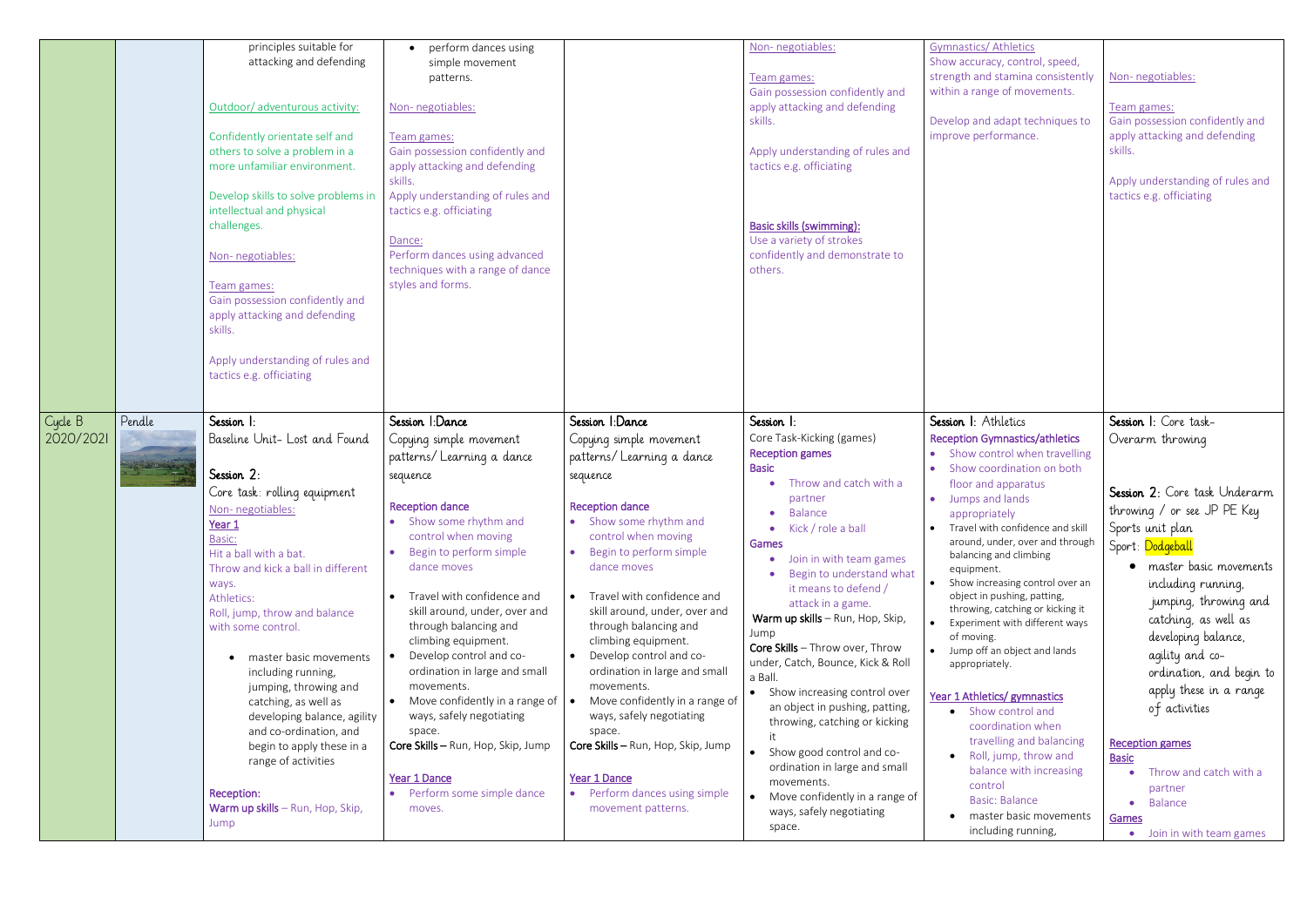| | | | | | | | |
|---|---|---|---|---|---|---|---|
| | | principles suitable for attacking and defending<br><br>Outdoor/ adventurous activity:<br><br>Confidently orientate self and others to solve a problem in a more unfamiliar environment.<br><br>Develop skills to solve problems in intellectual and physical challenges.<br><br>Non- negotiables:<br><br>Team games:<br>Gain possession confidently and apply attacking and defending skills.<br><br>Apply understanding of rules and tactics e.g. officiating | • perform dances using simple movement patterns.<br><br>Non- negotiables:<br><br>Team games:<br>Gain possession confidently and apply attacking and defending skills.<br>Apply understanding of rules and tactics e.g. officiating<br><br>Dance:<br>Perform dances using advanced techniques with a range of dance styles and forms. | | Non- negotiables:<br><br>Team games:<br>Gain possession confidently and apply attacking and defending skills.<br><br>Apply understanding of rules and tactics e.g. officiating<br><br>Basic skills (swimming):<br>Use a variety of strokes confidently and demonstrate to others. | Gymnastics/ Athletics<br>Show accuracy, control, speed, strength and stamina consistently within a range of movements.<br><br>Develop and adapt techniques to improve performance. | Non- negotiables:<br><br>Team games:<br>Gain possession confidently and apply attacking and defending skills.<br><br>Apply understanding of rules and tactics e.g. officiating |
| Cycle B 2020/2021 | Pendle | Session 1:<br>Baseline Unit- Lost and Found<br><br>Session 2:<br>Core task: rolling equipment<br>Non- negotiables:<br>**Year 1**<br>Basic:<br>Hit a ball with a bat.<br>Throw and kick a ball in different ways.<br>Athletics:<br>Roll, jump, throw and balance with some control.<br><br>• master basic movements including running, jumping, throwing and catching, as well as developing balance, agility and co-ordination, and begin to apply these in a range of activities<br><br>**Reception:**<br>**Warm up skills** – Run, Hop, Skip, Jump | Session 1:Dance<br>Copying simple movement patterns/ Learning a dance sequence<br><br>**Reception dance**<br>• Show some rhythm and control when moving<br>• Begin to perform simple dance moves<br><br>• Travel with confidence and skill around, under, over and through balancing and climbing equipment.<br>• Develop control and co-ordination in large and small movements.<br>• Move confidently in a range of ways, safely negotiating space.<br>**Core Skills** – Run, Hop, Skip, Jump<br><br>**Year 1 Dance**<br>• Perform some simple dance moves. | Session 1:Dance<br>Copying simple movement patterns/ Learning a dance sequence<br><br>**Reception dance**<br>• Show some rhythm and control when moving<br>• Begin to perform simple dance moves<br><br>• Travel with confidence and skill around, under, over and through balancing and climbing equipment.<br>• Develop control and co-ordination in large and small movements.<br>• Move confidently in a range of ways, safely negotiating space.<br>**Core Skills** – Run, Hop, Skip, Jump<br><br>**Year 1 Dance**<br>• Perform dances using simple movement patterns. | Session 1:<br>Core Task-Kicking (games)<br>**Reception games**<br>**Basic**<br>• Throw and catch with a partner<br>• Balance<br>• Kick / role a ball<br>**Games**<br>• Join in with team games<br>• Begin to understand what it means to defend / attack in a game.<br>**Warm up skills** – Run, Hop, Skip, Jump<br>**Core Skills** – Throw over, Throw under, Catch, Bounce, Kick & Roll a Ball.<br>• Show increasing control over an object in pushing, patting, throwing, catching or kicking it<br>• Show good control and co-ordination in large and small movements.<br>• Move confidently in a range of ways, safely negotiating space. | Session 1: Athletics<br>**Reception Gymnastics/athletics**<br>• Show control when travelling<br>• Show coordination on both floor and apparatus<br>• Jumps and lands appropriately<br>• Travel with confidence and skill around, under, over and through balancing and climbing equipment.<br>• Show increasing control over an object in pushing, patting, throwing, catching or kicking it<br>• Experiment with different ways of moving.<br>• Jump off an object and lands appropriately.<br><br>**Year 1 Athletics/ gymnastics**<br>• Show control and coordination when travelling and balancing<br>• Roll, jump, throw and balance with increasing control<br>Basic: Balance<br>• master basic movements including running, | Session 1: Core task- Overarm throwing<br><br>Session 2: Core task Underarm throwing / or see JP PE Key Sports unit plan<br>Sport: Dodgeball<br>• master basic movements including running, jumping, throwing and catching, as well as developing balance, agility and co-ordination, and begin to apply these in a range of activities<br><br>**Reception games**<br>**Basic**<br>• Throw and catch with a partner<br>• Balance<br>**Games**<br>• Join in with team games |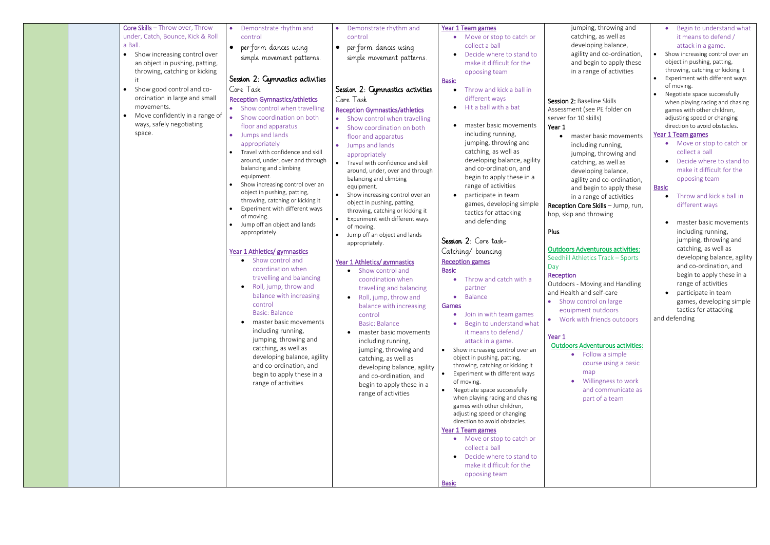|  |  | Core Skills – Throw over, Throw under, Catch, Bounce, Kick & Roll a Ball.<br>• Show increasing control over an object in pushing, patting, throwing, catching or kicking it<br>• Show good control and co-ordination in large and small movements.<br>• Move confidently in a range of ways, safely negotiating space. | • Demonstrate rhythm and control<br>• perform dances using simple movement patterns.<br><br>**Session 2: Gymnastics activities**<br>Core Task<br>Reception Gymnastics/athletics<br>• Show control when travelling<br>• Show coordination on both floor and apparatus<br>• Jumps and lands appropriately<br>• Travel with confidence and skill around, under, over and through balancing and climbing equipment.<br>• Show increasing control over an object in pushing, patting, throwing, catching or kicking it<br>• Experiment with different ways of moving.<br>• Jump off an object and lands appropriately.<br><br>Year 1 Athletics/ gymnastics<br>• Show control and coordination when travelling and balancing<br>• Roll, jump, throw and balance with increasing control<br>Basic: Balance<br>• master basic movements including running, jumping, throwing and catching, as well as developing balance, agility and co-ordination, and begin to apply these in a range of activities | • Demonstrate rhythm and control<br>• perform dances using simple movement patterns.<br><br>**Session 2: Gymnastics activities**<br>Core Task<br>Reception Gymnastics/athletics<br>• Show control when travelling<br>• Show coordination on both floor and apparatus<br>• Jumps and lands appropriately<br>• Travel with confidence and skill around, under, over and through balancing and climbing equipment.<br>• Show increasing control over an object in pushing, patting, throwing, catching or kicking it<br>• Experiment with different ways of moving.<br>• Jump off an object and lands appropriately.<br><br>Year 1 Athletics/ gymnastics<br>• Show control and coordination when travelling and balancing<br>• Roll, jump, throw and balance with increasing control<br>Basic: Balance<br>• master basic movements including running, jumping, throwing and catching, as well as developing balance, agility and co-ordination, and begin to apply these in a range of activities | Year 1 Team games<br>• Move or stop to catch or collect a ball<br>• Decide where to stand to make it difficult for the opposing team<br>Basic<br>• Throw and kick a ball in different ways<br>• Hit a ball with a bat<br>• master basic movements including running, jumping, throwing and catching, as well as developing balance, agility and co-ordination, and begin to apply these in a range of activities<br>• participate in team games, developing simple tactics for attacking and defending<br><br>**Session 2: Core task- Catching/ bouncing**<br>Reception games<br>Basic<br>• Throw and catch with a partner<br>• Balance<br>Games<br>• Join in with team games<br>• Begin to understand what it means to defend / attack in a game.<br>• Show increasing control over an object in pushing, patting, throwing, catching or kicking it<br>• Experiment with different ways of moving.<br>• Negotiate space successfully when playing racing and chasing games with other children, adjusting speed or changing direction to avoid obstacles.<br>Year 1 Team games<br>• Move or stop to catch or collect a ball<br>• Decide where to stand to make it difficult for the opposing team<br>Basic | jumping, throwing and catching, as well as developing balance, agility and co-ordination, and begin to apply these in a range of activities<br><br>Session 2: Baseline Skills Assessment (see PE folder on server for 10 skills)<br>Year 1<br>• master basic movements including running, jumping, throwing and catching, as well as developing balance, agility and co-ordination, and begin to apply these in a range of activities<br>Reception Core Skills – Jump, run, hop, skip and throwing<br><br>Plus<br><br>Outdoors Adventurous activities:<br>Seedhill Athletics Track – Sports Day<br>Reception<br>Outdoors - Moving and Handling and Health and self-care<br>• Show control on large equipment outdoors<br>• Work with friends outdoors<br><br>Year 1<br>Outdoors Adventurous activities:<br>• Follow a simple course using a basic map<br>• Willingness to work and communicate as part of a team | • Begin to understand what it means to defend / attack in a game.<br>• Show increasing control over an object in pushing, patting, throwing, catching or kicking it<br>• Experiment with different ways of moving.<br>• Negotiate space successfully when playing racing and chasing games with other children, adjusting speed or changing direction to avoid obstacles.<br>Year 1 Team games<br>• Move or stop to catch or collect a ball<br>• Decide where to stand to make it difficult for the opposing team<br>Basic<br>• Throw and kick a ball in different ways<br>• master basic movements including running, jumping, throwing and catching, as well as developing balance, agility and co-ordination, and begin to apply these in a range of activities<br>• participate in team games, developing simple tactics for attacking and defending |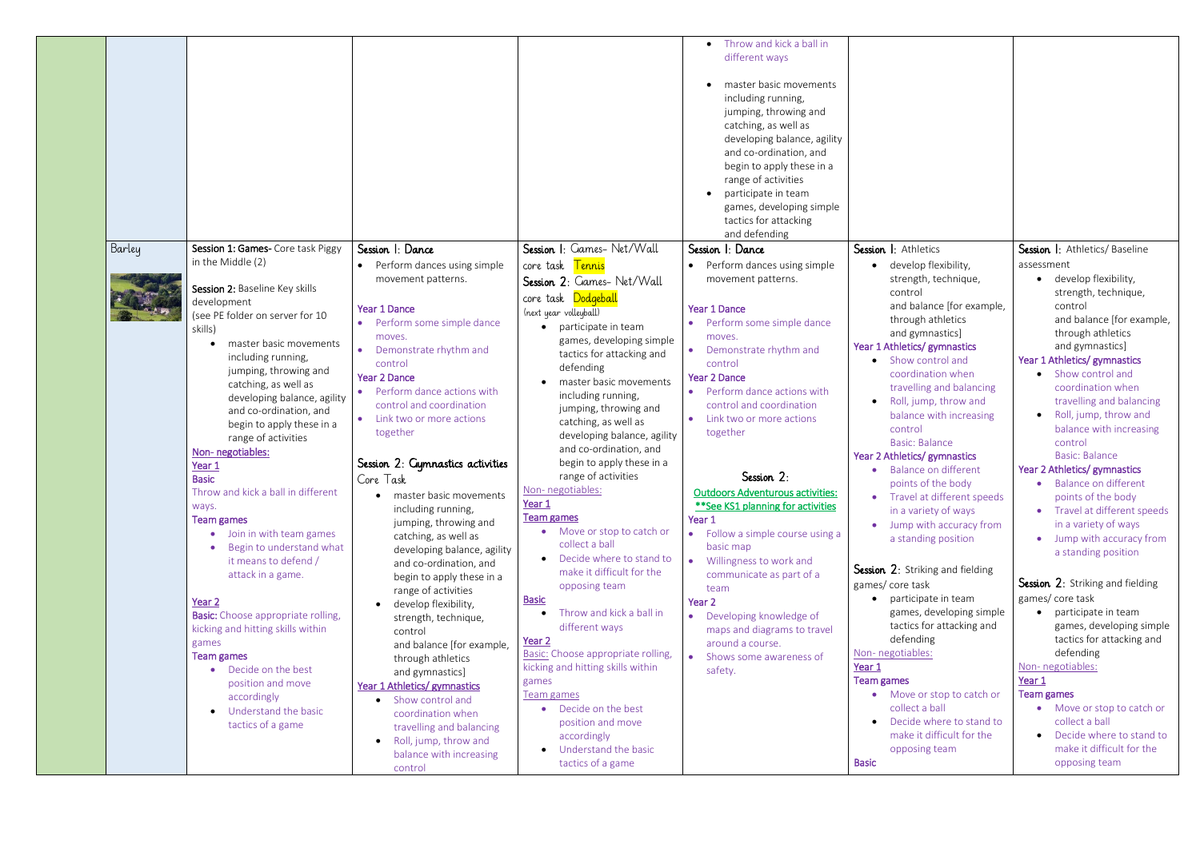| | | | | | | | |
|---|---|---|---|---|---|---|---|
| | | | | | • Throw and kick a ball in different ways<br>• master basic movements including running, jumping, throwing and catching, as well as developing balance, agility and co-ordination, and begin to apply these in a range of activities<br>• participate in team games, developing simple tactics for attacking and defending | | |
| | Barley | **Session 1: Games-** Core task Piggy in the Middle (2)<br><br>**Session 2:** Baseline Key skills development<br>(see PE folder on server for 10 skills)<br>• master basic movements including running, jumping, throwing and catching, as well as developing balance, agility and co-ordination, and begin to apply these in a range of activities<br><br>Non- negotiables:<br>Year 1<br>**Basic**<br>Throw and kick a ball in different ways.<br>**Team games**<br>• Join in with team games<br>• Begin to understand what it means to defend / attack in a game.<br><br>Year 2<br>**Basic:** Choose appropriate rolling, kicking and hitting skills within games<br>**Team games**<br>• Decide on the best position and move accordingly<br>• Understand the basic tactics of a game | **Session 1: Dance**<br>• Perform dances using simple movement patterns.<br><br>**Year 1 Dance**<br>• Perform some simple dance moves.<br>• Demonstrate rhythm and control<br>**Year 2 Dance**<br>• Perform dance actions with control and coordination<br>• Link two or more actions together<br><br>**Session 2: Gymnastics activities**<br>Core Task<br>• master basic movements including running, jumping, throwing and catching, as well as developing balance, agility and co-ordination, and begin to apply these in a range of activities<br>• develop flexibility, strength, technique, control and balance [for example, through athletics and gymnastics]<br>Year 1 Athletics/ gymnastics<br>• Show control and coordination when travelling and balancing<br>• Roll, jump, throw and balance with increasing control | **Session 1:** Games- Net/Wall core task Tennis<br>**Session 2:** Games- Net/Wall core task Dodgeball<br>(next year volleyball)<br>• participate in team games, developing simple tactics for attacking and defending<br>• master basic movements including running, jumping, throwing and catching, as well as developing balance, agility and co-ordination, and begin to apply these in a range of activities<br>Non- negotiables:<br>Year 1<br>Team games<br>• Move or stop to catch or collect a ball<br>• Decide where to stand to make it difficult for the opposing team<br>Basic<br>• Throw and kick a ball in different ways<br>Year 2<br>Basic: Choose appropriate rolling, kicking and hitting skills within games<br>Team games<br>• Decide on the best position and move accordingly<br>• Understand the basic tactics of a game | **Session 1: Dance**<br>• Perform dances using simple movement patterns.<br><br>**Year 1 Dance**<br>• Perform some simple dance moves.<br>• Demonstrate rhythm and control<br>**Year 2 Dance**<br>• Perform dance actions with control and coordination<br>• Link two or more actions together<br><br>**Session 2:**<br>Outdoors Adventurous activities:<br>**See KS1 planning for activities<br>**Year 1**<br>• Follow a simple course using a basic map<br>• Willingness to work and communicate as part of a team<br>**Year 2**<br>• Developing knowledge of maps and diagrams to travel around a course.<br>• Shows some awareness of safety. | **Session 1:** Athletics<br>• develop flexibility, strength, technique, control and balance [for example, through athletics and gymnastics]<br>Year 1 Athletics/ gymnastics<br>• Show control and coordination when travelling and balancing<br>• Roll, jump, throw and balance with increasing control<br>Basic: Balance<br>Year 2 Athletics/ gymnastics<br>• Balance on different points of the body<br>• Travel at different speeds in a variety of ways<br>• Jump with accuracy from a standing position<br><br>**Session 2:** Striking and fielding games/ core task<br>• participate in team games, developing simple tactics for attacking and defending<br>Non- negotiables:<br>Year 1<br>Team games<br>• Move or stop to catch or collect a ball<br>• Decide where to stand to make it difficult for the opposing team<br>Basic | **Session 1:** Athletics/ Baseline assessment<br>• develop flexibility, strength, technique, control and balance [for example, through athletics and gymnastics]<br>Year 1 Athletics/ gymnastics<br>• Show control and coordination when travelling and balancing<br>• Roll, jump, throw and balance with increasing control<br>Basic: Balance<br>Year 2 Athletics/ gymnastics<br>• Balance on different points of the body<br>• Travel at different speeds in a variety of ways<br>• Jump with accuracy from a standing position<br><br>**Session 2:** Striking and fielding games/ core task<br>• participate in team games, developing simple tactics for attacking and defending<br>Non- negotiables:<br>Year 1<br>Team games<br>• Move or stop to catch or collect a ball<br>• Decide where to stand to make it difficult for the opposing team |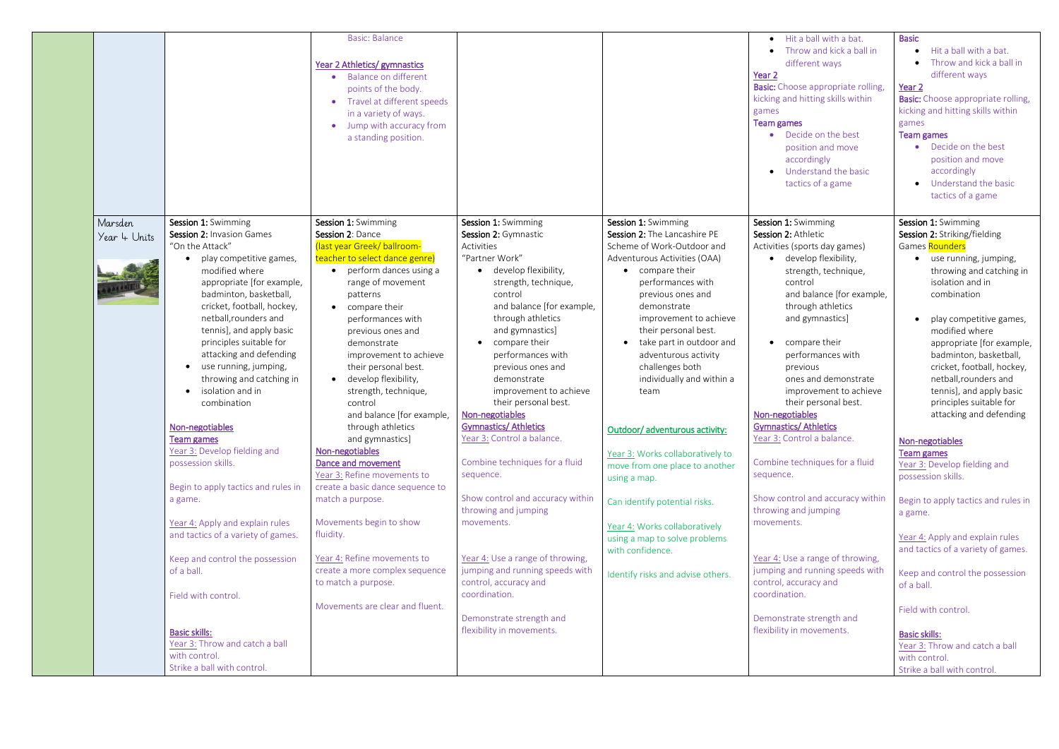| | | | | | | | |
|---|---|---|---|---|---|---|---|
| | | | Basic: Balance<br><br>Year 2 Athletics/ gymnastics<br>• Balance on different points of the body.<br>• Travel at different speeds in a variety of ways.<br>• Jump with accuracy from a standing position. | | | • Hit a ball with a bat.<br>• Throw and kick a ball in different ways<br>Year 2<br>**Basic:** Choose appropriate rolling, kicking and hitting skills within games<br>**Team games**<br>• Decide on the best position and move accordingly<br>• Understand the basic tactics of a game | **Basic**<br>• Hit a ball with a bat.<br>• Throw and kick a ball in different ways<br>Year 2<br>**Basic:** Choose appropriate rolling, kicking and hitting skills within games<br>**Team games**<br>• Decide on the best position and move accordingly<br>• Understand the basic tactics of a game |
| | Marsden Year 4 Units | **Session 1:** Swimming<br>**Session 2:** Invasion Games<br>"On the Attack"<br>• play competitive games, modified where appropriate [for example, badminton, basketball, cricket, football, hockey, netball,rounders and tennis], and apply basic principles suitable for attacking and defending<br>• use running, jumping, throwing and catching in<br>• isolation and in combination<br><br>Non-negotiables<br>Team games<br>Year 3: Develop fielding and possession skills.<br><br>Begin to apply tactics and rules in a game.<br><br>Year 4: Apply and explain rules and tactics of a variety of games.<br><br>Keep and control the possession of a ball.<br><br>Field with control.<br><br>Basic skills:<br>Year 3: Throw and catch a ball with control.<br>Strike a ball with control. | **Session 1:** Swimming<br>**Session 2**: Dance<br>(last year Greek/ ballroom- teacher to select dance genre)<br>• perform dances using a range of movement patterns<br>• compare their performances with previous ones and demonstrate improvement to achieve their personal best.<br>• develop flexibility, strength, technique, control and balance [for example, through athletics and gymnastics]<br>Non-negotiables<br>Dance and movement<br>Year 3: Refine movements to create a basic dance sequence to match a purpose.<br><br>Movements begin to show fluidity.<br><br>Year 4: Refine movements to create a more complex sequence to match a purpose.<br><br>Movements are clear and fluent. | **Session 1:** Swimming<br>**Session 2:** Gymnastic Activities<br>"Partner Work"<br>• develop flexibility, strength, technique, control and balance [for example, through athletics and gymnastics]<br>• compare their performances with previous ones and demonstrate improvement to achieve their personal best.<br>Non-negotiables<br>Gymnastics/ Athletics<br>Year 3: Control a balance.<br><br>Combine techniques for a fluid sequence.<br><br>Show control and accuracy within throwing and jumping movements.<br><br>Year 4: Use a range of throwing, jumping and running speeds with control, accuracy and coordination.<br><br>Demonstrate strength and flexibility in movements. | **Session 1:** Swimming<br>**Session 2:** The Lancashire PE Scheme of Work-Outdoor and Adventurous Activities (OAA)<br>• compare their performances with previous ones and demonstrate improvement to achieve their personal best.<br>• take part in outdoor and adventurous activity challenges both individually and within a team<br><br>Outdoor/ adventurous activity:<br><br>Year 3: Works collaboratively to move from one place to another using a map.<br><br>Can identify potential risks.<br><br>Year 4: Works collaboratively using a map to solve problems with confidence.<br><br>Identify risks and advise others. | **Session 1:** Swimming<br>**Session 2:** Athletic Activities (sports day games)<br>• develop flexibility, strength, technique, control and balance [for example, through athletics and gymnastics]<br><br>• compare their performances with previous ones and demonstrate improvement to achieve their personal best.<br>Non-negotiables<br>Gymnastics/ Athletics<br>Year 3: Control a balance.<br><br>Combine techniques for a fluid sequence.<br><br>Show control and accuracy within throwing and jumping movements.<br><br>Year 4: Use a range of throwing, jumping and running speeds with control, accuracy and coordination.<br><br>Demonstrate strength and flexibility in movements. | **Session 1:** Swimming<br>**Session 2:** Striking/fielding Games Rounders<br>• use running, jumping, throwing and catching in isolation and in combination<br><br>• play competitive games, modified where appropriate [for example, badminton, basketball, cricket, football, hockey, netball,rounders and tennis], and apply basic principles suitable for attacking and defending<br><br>Non-negotiables<br>Team games<br>Year 3: Develop fielding and possession skills.<br><br>Begin to apply tactics and rules in a game.<br><br>Year 4: Apply and explain rules and tactics of a variety of games.<br><br>Keep and control the possession of a ball.<br><br>Field with control.<br><br>Basic skills:<br>Year 3: Throw and catch a ball with control.<br>Strike a ball with control. |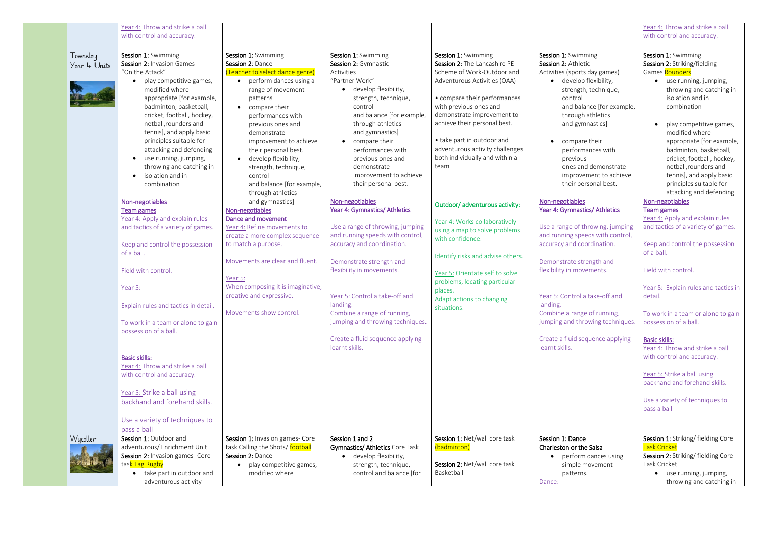| | | | | | | | |
|---|---|---|---|---|---|---|---|
| | | Year 4: Throw and strike a ball with control and accuracy. | | | | | Year 4: Throw and strike a ball with control and accuracy. |
| | Towneley Year 4 Units | **Session 1:** Swimming<br>**Session 2:** Invasion Games<br>"On the Attack"<br>• play competitive games, modified where appropriate [for example, badminton, basketball, cricket, football, hockey, netball,rounders and tennis], and apply basic principles suitable for attacking and defending<br>• use running, jumping, throwing and catching in<br>• isolation and in combination<br><br>Non-negotiables<br>Team games<br>Year 4: Apply and explain rules and tactics of a variety of games.<br><br>Keep and control the possession of a ball.<br><br>Field with control.<br><br>Year 5:<br><br>Explain rules and tactics in detail.<br><br>To work in a team or alone to gain possession of a ball.<br><br>Basic skills:<br>Year 4: Throw and strike a ball with control and accuracy.<br><br>Year 5: Strike a ball using backhand and forehand skills.<br><br>Use a variety of techniques to pass a ball | **Session 1:** Swimming<br>**Session 2**: Dance<br>(Teacher to select dance genre)<br>• perform dances using a range of movement patterns<br>• compare their performances with previous ones and demonstrate improvement to achieve their personal best.<br>• develop flexibility, strength, technique, control and balance [for example, through athletics and gymnastics]<br>Non-negotiables<br>Dance and movement<br>Year 4: Refine movements to create a more complex sequence to match a purpose.<br><br>Movements are clear and fluent.<br><br>Year 5:<br>When composing it is imaginative, creative and expressive.<br><br>Movements show control. | **Session 1:** Swimming<br>**Session 2:** Gymnastic Activities<br>"Partner Work"<br>• develop flexibility, strength, technique, control and balance [for example, through athletics and gymnastics]<br>• compare their performances with previous ones and demonstrate improvement to achieve their personal best.<br><br>Non-negotiables<br>Year 4: Gymnastics/ Athletics<br><br>Use a range of throwing, jumping and running speeds with control, accuracy and coordination.<br><br>Demonstrate strength and flexibility in movements.<br><br>Year 5: Control a take-off and landing.<br>Combine a range of running, jumping and throwing techniques.<br><br>Create a fluid sequence applying learnt skills. | **Session 1:** Swimming<br>**Session 2:** The Lancashire PE Scheme of Work-Outdoor and Adventurous Activities (OAA)<br><br>• compare their performances with previous ones and demonstrate improvement to achieve their personal best.<br><br>• take part in outdoor and adventurous activity challenges both individually and within a team<br><br>Outdoor/ adventurous activity:<br><br>Year 4: Works collaboratively using a map to solve problems with confidence.<br><br>Identify risks and advise others.<br><br>Year 5: Orientate self to solve problems, locating particular places.<br>Adapt actions to changing situations. | **Session 1:** Swimming<br>**Session 2:** Athletic Activities (sports day games)<br>• develop flexibility, strength, technique, control and balance [for example, through athletics and gymnastics]<br>• compare their performances with previous ones and demonstrate improvement to achieve their personal best.<br><br>Non-negotiables<br>Year 4: Gymnastics/ Athletics<br><br>Use a range of throwing, jumping and running speeds with control, accuracy and coordination.<br><br>Demonstrate strength and flexibility in movements.<br><br>Year 5: Control a take-off and landing.<br>Combine a range of running, jumping and throwing techniques.<br><br>Create a fluid sequence applying learnt skills. | **Session 1:** Swimming<br>**Session 2:** Striking/fielding Games Rounders<br>• use running, jumping, throwing and catching in isolation and in combination<br><br>• play competitive games, modified where appropriate [for example, badminton, basketball, cricket, football, hockey, netball,rounders and tennis], and apply basic principles suitable for attacking and defending<br>Non-negotiables<br>Team games<br>Year 4: Apply and explain rules and tactics of a variety of games.<br><br>Keep and control the possession of a ball.<br><br>Field with control.<br><br>Year 5: Explain rules and tactics in detail.<br><br>To work in a team or alone to gain possession of a ball.<br><br>Basic skills:<br>Year 4: Throw and strike a ball with control and accuracy.<br><br>Year 5: Strike a ball using backhand and forehand skills.<br><br>Use a variety of techniques to pass a ball |
| | Wycoller | **Session 1:** Outdoor and adventurous/ Enrichment Unit<br>**Session 2:** Invasion games- Core task Tag Rugby<br>• take part in outdoor and adventurous activity | **Session 1:** Invasion games- Core task Calling the Shots/ football<br>**Session 2:** Dance<br>• play competitive games, modified where | **Session 1 and 2**<br>**Gymnastics/ Athletics** Core Task<br>• develop flexibility, strength, technique, control and balance [for | **Session 1:** Net/wall core task (badminton)<br><br>**Session 2:** Net/wall core task Basketball | **Session 1: Dance**<br>**Charleston or the Salsa**<br>• perform dances using simple movement patterns.<br>Dance: | **Session 1:** Striking/ fielding Core Task Cricket<br>**Session 2:** Striking/ fielding Core Task Cricket<br>• use running, jumping, throwing and catching in |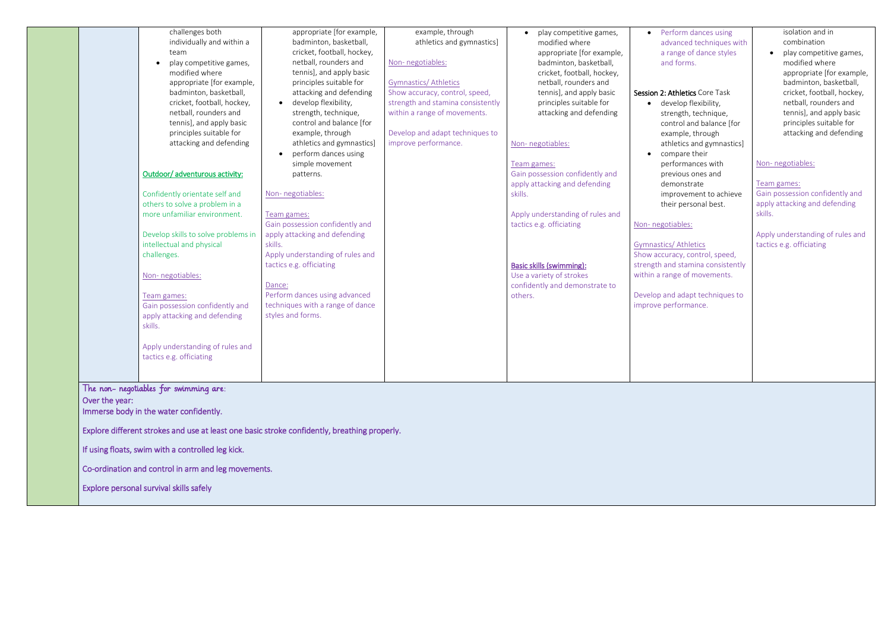| | | | | | | | |
|---|---|---|---|---|---|---|---|
| | | challenges both individually and within a team<br>• play competitive games, modified where appropriate [for example, badminton, basketball, cricket, football, hockey, netball, rounders and tennis], and apply basic principles suitable for attacking and defending<br><br>**Outdoor/ adventurous activity:**<br><br>Confidently orientate self and others to solve a problem in a more unfamiliar environment.<br><br>Develop skills to solve problems in intellectual and physical challenges.<br><br>Non- negotiables:<br><br>Team games:<br>Gain possession confidently and apply attacking and defending skills.<br><br>Apply understanding of rules and tactics e.g. officiating | appropriate [for example, badminton, basketball, cricket, football, hockey, netball, rounders and tennis], and apply basic principles suitable for attacking and defending<br>• develop flexibility, strength, technique, control and balance [for example, through athletics and gymnastics]<br>• perform dances using simple movement patterns.<br><br>Non- negotiables:<br><br>Team games:<br>Gain possession confidently and apply attacking and defending skills.<br>Apply understanding of rules and tactics e.g. officiating<br><br>Dance:<br>Perform dances using advanced techniques with a range of dance styles and forms. | example, through athletics and gymnastics]<br><br>Non- negotiables:<br><br>Gymnastics/ Athletics<br>Show accuracy, control, speed, strength and stamina consistently within a range of movements.<br><br>Develop and adapt techniques to improve performance. | • play competitive games, modified where appropriate [for example, badminton, basketball, cricket, football, hockey, netball, rounders and tennis], and apply basic principles suitable for attacking and defending<br><br>Non- negotiables:<br><br>Team games:<br>Gain possession confidently and apply attacking and defending skills.<br><br>Apply understanding of rules and tactics e.g. officiating<br><br>**Basic skills (swimming):**<br>Use a variety of strokes confidently and demonstrate to others. | • Perform dances using advanced techniques with a range of dance styles and forms.<br><br>**Session 2: Athletics** Core Task<br>• develop flexibility, strength, technique, control and balance [for example, through athletics and gymnastics]<br>• compare their performances with previous ones and demonstrate improvement to achieve their personal best.<br><br>Non- negotiables:<br><br>Gymnastics/ Athletics<br>Show accuracy, control, speed, strength and stamina consistently within a range of movements.<br><br>Develop and adapt techniques to improve performance. | isolation and in combination<br>• play competitive games, modified where appropriate [for example, badminton, basketball, cricket, football, hockey, netball, rounders and tennis], and apply basic principles suitable for attacking and defending<br><br>Non- negotiables:<br><br>Team games:<br>Gain possession confidently and apply attacking and defending skills.<br><br>Apply understanding of rules and tactics e.g. officiating |

The non- negotiables for swimming are:
Over the year:
Immerse body in the water confidently.

Explore different strokes and use at least one basic stroke confidently, breathing properly.

If using floats, swim with a controlled leg kick.

Co-ordination and control in arm and leg movements.

Explore personal survival skills safely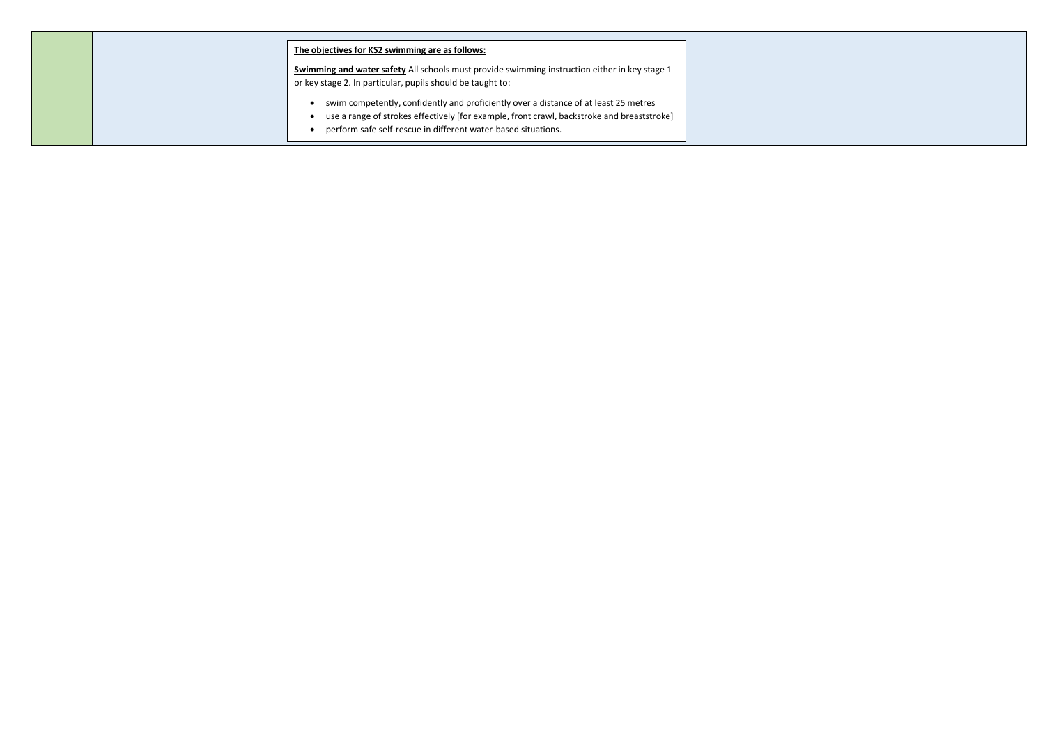**The objectives for KS2 swimming are as follows:**

**Swimming and water safety** All schools must provide swimming instruction either in key stage 1 or key stage 2. In particular, pupils should be taught to:

- swim competently, confidently and proficiently over a distance of at least 25 metres
- use a range of strokes effectively [for example, front crawl, backstroke and breaststroke]
- perform safe self-rescue in different water-based situations.